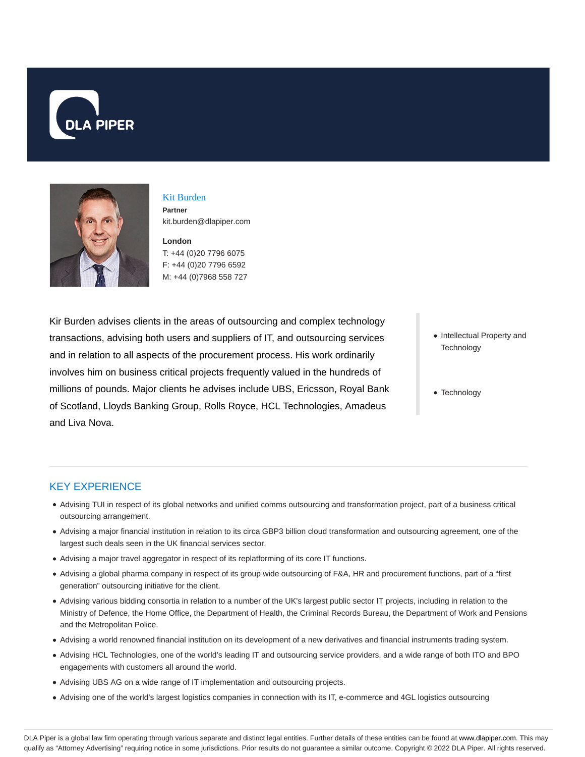DLA PIPER

# Kit Burden

**Partner**

kit.burden@dlapiper.com

**London**

T: +44 (0)20 7796 6075

F: +44 (0)20 7796 6592

M: +44 (0)7968 558 727

Kir Burden advises clients in the areas of outsourcing and complex technology transactions, advising both users and suppliers of IT, and outsourcing services and in relation to all aspects of the procurement process. His work ordinarily involves him on business critical projects frequently valued in the hundreds of millions of pounds. Major clients he advises include UBS, Ericsson, Royal Bank of Scotland, Lloyds Banking Group, Rolls Royce, HCL Technologies, Amadeus and Liva Nova.

- Intellectual Property and Technology
- Technology

## KEY EXPERIENCE

- Advising TUI in respect of its global networks and unified comms outsourcing and transformation project, part of a business critical outsourcing arrangement.
- Advising a major financial institution in relation to its circa GBP3 billion cloud transformation and outsourcing agreement, one of the largest such deals seen in the UK financial services sector.
- Advising a major travel aggregator in respect of its replatforming of its core IT functions.
- Advising a global pharma company in respect of its group wide outsourcing of F&A, HR and procurement functions, part of a "first generation" outsourcing initiative for the client.
- Advising various bidding consortia in relation to a number of the UK's largest public sector IT projects, including in relation to the Ministry of Defence, the Home Office, the Department of Health, the Criminal Records Bureau, the Department of Work and Pensions and the Metropolitan Police.
- Advising a world renowned financial institution on its development of a new derivatives and financial instruments trading system.
- Advising HCL Technologies, one of the world's leading IT and outsourcing service providers, and a wide range of both ITO and BPO engagements with customers all around the world.
- Advising UBS AG on a wide range of IT implementation and outsourcing projects.
- Advising one of the world's largest logistics companies in connection with its IT, e-commerce and 4GL logistics outsourcing

DLA Piper is a global law firm operating through various separate and distinct legal entities. Further details of these entities can be found at www.dlapiper.com. This may qualify as "Attorney Advertising" requiring notice in some jurisdictions. Prior results do not guarantee a similar outcome. Copyright © 2022 DLA Piper. All rights reserved.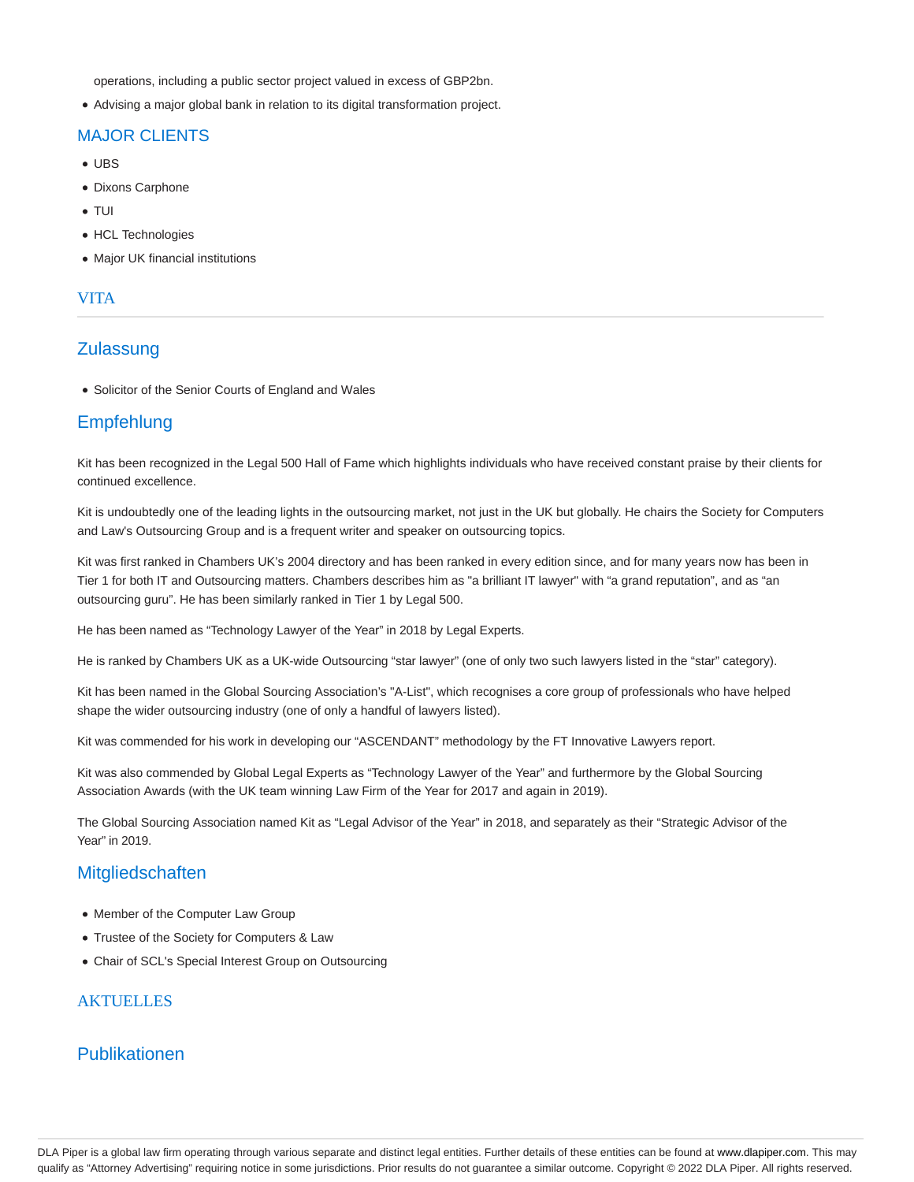operations, including a public sector project valued in excess of GBP2bn.

- Advising a major global bank in relation to its digital transformation project.

## MAJOR CLIENTS

- UBS
- Dixons Carphone
- TUI
- HCL Technologies
- Major UK financial institutions

## VITA

### Zulassung

- Solicitor of the Senior Courts of England and Wales

### Empfehlung

Kit has been recognized in the Legal 500 Hall of Fame which highlights individuals who have received constant praise by their clients for continued excellence.

Kit is undoubtedly one of the leading lights in the outsourcing market, not just in the UK but globally. He chairs the Society for Computers and Law's Outsourcing Group and is a frequent writer and speaker on outsourcing topics.

Kit was first ranked in Chambers UK's 2004 directory and has been ranked in every edition since, and for many years now has been in Tier 1 for both IT and Outsourcing matters. Chambers describes him as "a brilliant IT lawyer" with "a grand reputation", and as "an outsourcing guru". He has been similarly ranked in Tier 1 by Legal 500.

He has been named as "Technology Lawyer of the Year" in 2018 by Legal Experts.

He is ranked by Chambers UK as a UK-wide Outsourcing "star lawyer" (one of only two such lawyers listed in the "star" category).

Kit has been named in the Global Sourcing Association's "A-List", which recognises a core group of professionals who have helped shape the wider outsourcing industry (one of only a handful of lawyers listed).

Kit was commended for his work in developing our "ASCENDANT" methodology by the FT Innovative Lawyers report.

Kit was also commended by Global Legal Experts as "Technology Lawyer of the Year" and furthermore by the Global Sourcing Association Awards (with the UK team winning Law Firm of the Year for 2017 and again in 2019).

The Global Sourcing Association named Kit as "Legal Advisor of the Year" in 2018, and separately as their "Strategic Advisor of the Year" in 2019.

### Mitgliedschaften

- Member of the Computer Law Group
- Trustee of the Society for Computers & Law
- Chair of SCL's Special Interest Group on Outsourcing

## AKTUELLES

### Publikationen

DLA Piper is a global law firm operating through various separate and distinct legal entities. Further details of these entities can be found at www.dlapiper.com. This may qualify as "Attorney Advertising" requiring notice in some jurisdictions. Prior results do not guarantee a similar outcome. Copyright © 2022 DLA Piper. All rights reserved.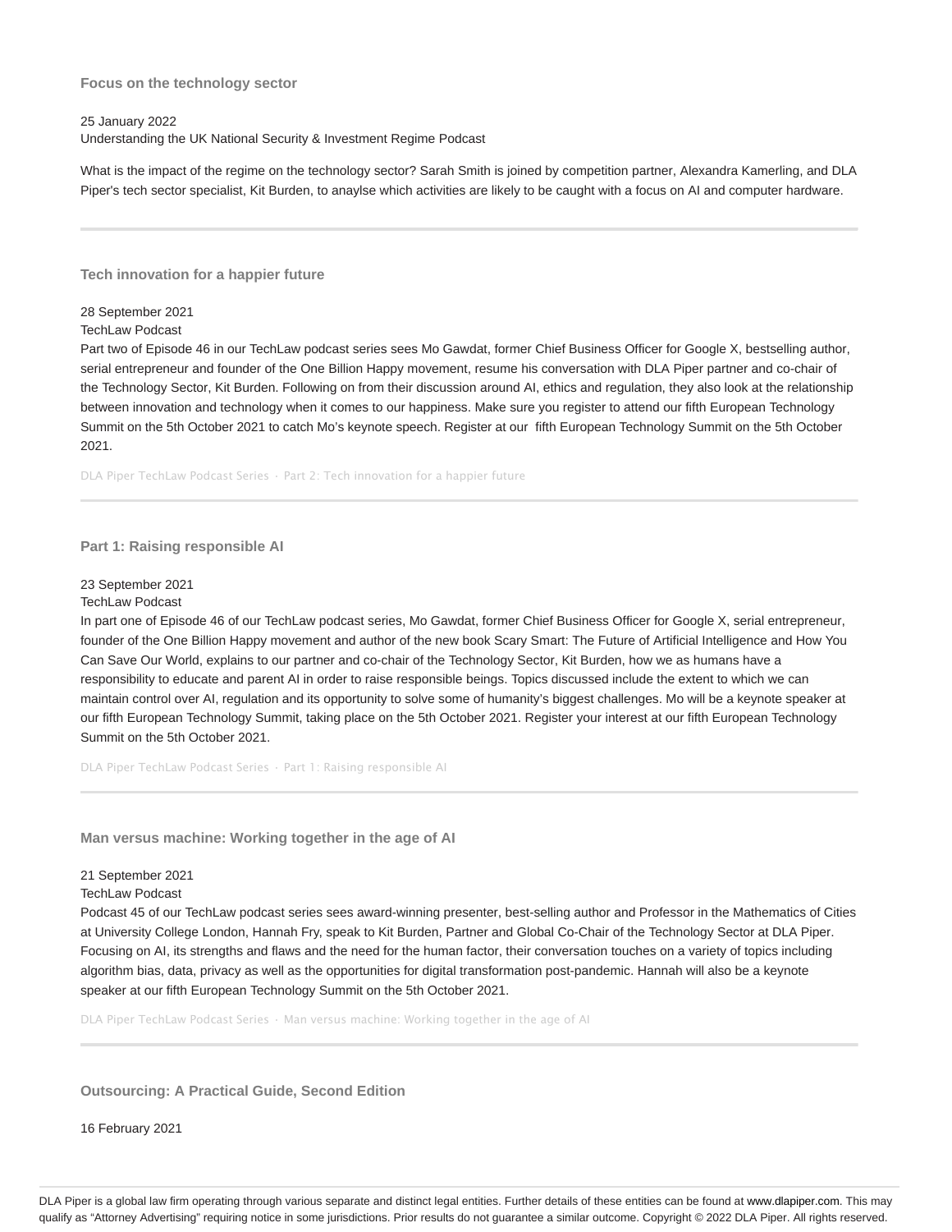### Focus on the technology sector

25 January 2022
Understanding the UK National Security & Investment Regime Podcast

What is the impact of the regime on the technology sector? Sarah Smith is joined by competition partner, Alexandra Kamerling, and DLA Piper's tech sector specialist, Kit Burden, to anaylse which activities are likely to be caught with a focus on AI and computer hardware.

---

### Tech innovation for a happier future

28 September 2021
TechLaw Podcast
Part two of Episode 46 in our TechLaw podcast series sees Mo Gawdat, former Chief Business Officer for Google X, bestselling author, serial entrepreneur and founder of the One Billion Happy movement, resume his conversation with DLA Piper partner and co-chair of the Technology Sector, Kit Burden. Following on from their discussion around AI, ethics and regulation, they also look at the relationship between innovation and technology when it comes to our happiness. Make sure you register to attend our fifth European Technology Summit on the 5th October 2021 to catch Mo's keynote speech. Register at our fifth European Technology Summit on the 5th October 2021.

DLA Piper TechLaw Podcast Series · Part 2: Tech innovation for a happier future

---

### Part 1: Raising responsible AI

23 September 2021
TechLaw Podcast
In part one of Episode 46 of our TechLaw podcast series, Mo Gawdat, former Chief Business Officer for Google X, serial entrepreneur, founder of the One Billion Happy movement and author of the new book Scary Smart: The Future of Artificial Intelligence and How You Can Save Our World, explains to our partner and co-chair of the Technology Sector, Kit Burden, how we as humans have a responsibility to educate and parent AI in order to raise responsible beings. Topics discussed include the extent to which we can maintain control over AI, regulation and its opportunity to solve some of humanity's biggest challenges. Mo will be a keynote speaker at our fifth European Technology Summit, taking place on the 5th October 2021. Register your interest at our fifth European Technology Summit on the 5th October 2021.

DLA Piper TechLaw Podcast Series · Part 1: Raising responsible AI

---

### Man versus machine: Working together in the age of AI

21 September 2021
TechLaw Podcast
Podcast 45 of our TechLaw podcast series sees award-winning presenter, best-selling author and Professor in the Mathematics of Cities at University College London, Hannah Fry, speak to Kit Burden, Partner and Global Co-Chair of the Technology Sector at DLA Piper. Focusing on AI, its strengths and flaws and the need for the human factor, their conversation touches on a variety of topics including algorithm bias, data, privacy as well as the opportunities for digital transformation post-pandemic. Hannah will also be a keynote speaker at our fifth European Technology Summit on the 5th October 2021.

DLA Piper TechLaw Podcast Series · Man versus machine: Working together in the age of AI

---

### Outsourcing: A Practical Guide, Second Edition

16 February 2021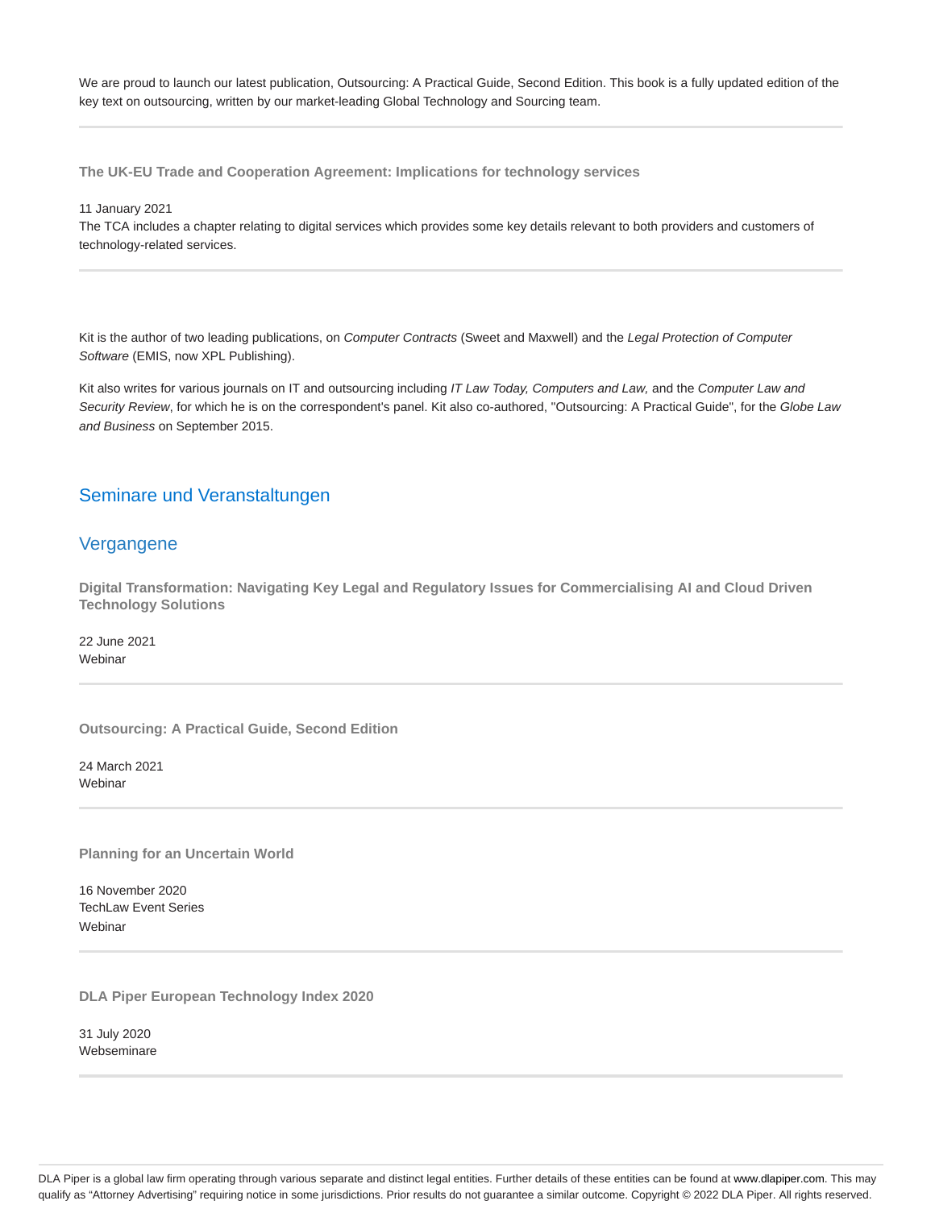We are proud to launch our latest publication, Outsourcing: A Practical Guide, Second Edition. This book is a fully updated edition of the key text on outsourcing, written by our market-leading Global Technology and Sourcing team.

---

**The UK-EU Trade and Cooperation Agreement: Implications for technology services**

11 January 2021
The TCA includes a chapter relating to digital services which provides some key details relevant to both providers and customers of technology-related services.

---

Kit is the author of two leading publications, on *Computer Contracts* (Sweet and Maxwell) and the *Legal Protection of Computer Software* (EMIS, now XPL Publishing).

Kit also writes for various journals on IT and outsourcing including *IT Law Today, Computers and Law,* and the *Computer Law and Security Review*, for which he is on the correspondent's panel. Kit also co-authored, "Outsourcing: A Practical Guide", for the *Globe Law and Business* on September 2015.

## Seminare und Veranstaltungen

### Vergangene

**Digital Transformation: Navigating Key Legal and Regulatory Issues for Commercialising AI and Cloud Driven Technology Solutions**

22 June 2021
Webinar

---

**Outsourcing: A Practical Guide, Second Edition**

24 March 2021
Webinar

---

**Planning for an Uncertain World**

16 November 2020
TechLaw Event Series
Webinar

---

**DLA Piper European Technology Index 2020**

31 July 2020
Webseminare

---

DLA Piper is a global law firm operating through various separate and distinct legal entities. Further details of these entities can be found at www.dlapiper.com. This may qualify as "Attorney Advertising" requiring notice in some jurisdictions. Prior results do not guarantee a similar outcome. Copyright © 2022 DLA Piper. All rights reserved.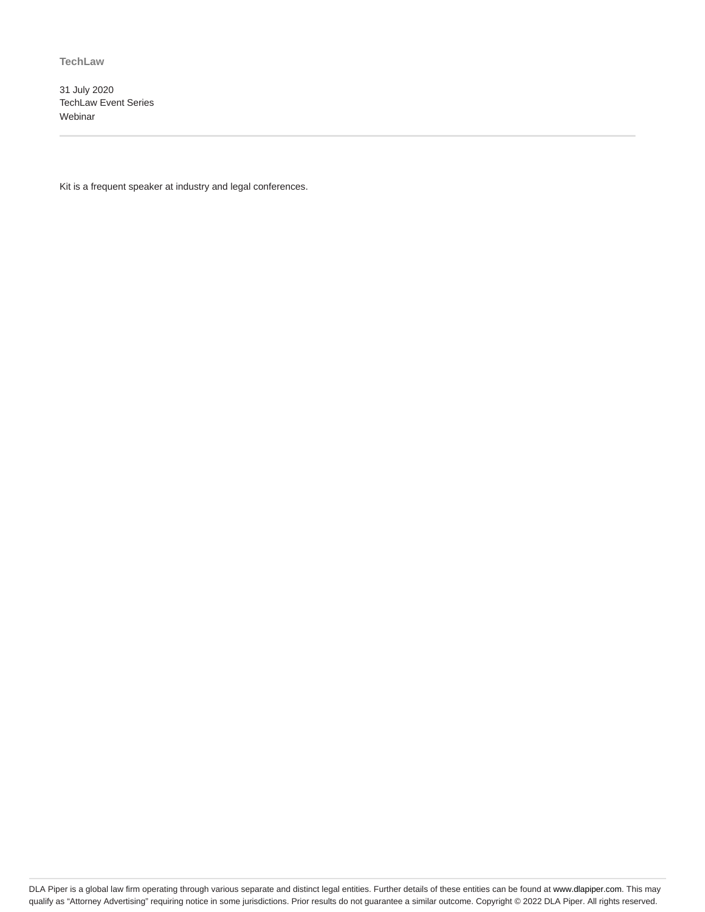**TechLaw**

31 July 2020
TechLaw Event Series
Webinar

---

Kit is a frequent speaker at industry and legal conferences.

DLA Piper is a global law firm operating through various separate and distinct legal entities. Further details of these entities can be found at www.dlapiper.com. This may qualify as "Attorney Advertising" requiring notice in some jurisdictions. Prior results do not guarantee a similar outcome. Copyright © 2022 DLA Piper. All rights reserved.